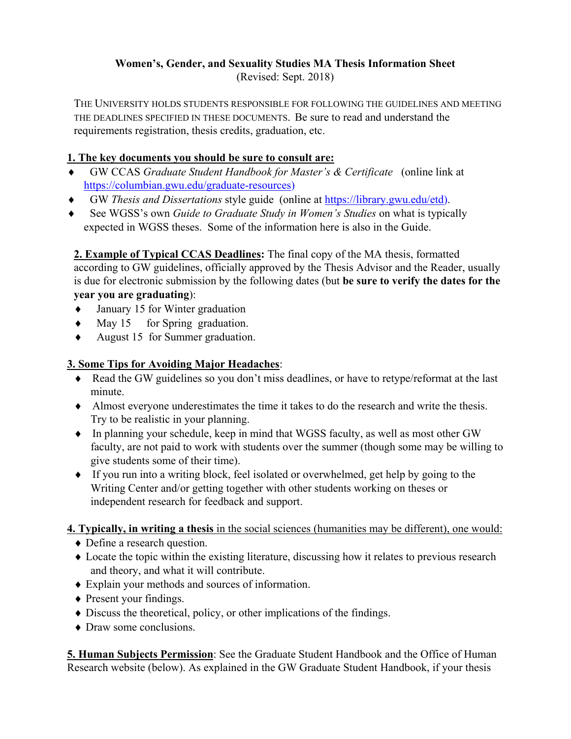**Women's, Gender, and Sexuality Studies MA Thesis Information Sheet**
(Revised: Sept. 2018)

THE UNIVERSITY HOLDS STUDENTS RESPONSIBLE FOR FOLLOWING THE GUIDELINES AND MEETING THE DEADLINES SPECIFIED IN THESE DOCUMENTS. Be sure to read and understand the requirements registration, thesis credits, graduation, etc.

**1. The key documents you should be sure to consult are:**

- GW CCAS *Graduate Student Handbook for Master's & Certificate* (online link at https://columbian.gwu.edu/graduate-resources)
- GW *Thesis and Dissertations* style guide (online at https://library.gwu.edu/etd).
- See WGSS's own *Guide to Graduate Study in Women's Studies* on what is typically expected in WGSS theses. Some of the information here is also in the Guide.

**2. Example of Typical CCAS Deadlines:** The final copy of the MA thesis, formatted according to GW guidelines, officially approved by the Thesis Advisor and the Reader, usually is due for electronic submission by the following dates (but **be sure to verify the dates for the year you are graduating**):

- January 15 for Winter graduation
- May 15 for Spring graduation.
- August 15 for Summer graduation.

**3. Some Tips for Avoiding Major Headaches**:

- Read the GW guidelines so you don't miss deadlines, or have to retype/reformat at the last minute.
- Almost everyone underestimates the time it takes to do the research and write the thesis. Try to be realistic in your planning.
- In planning your schedule, keep in mind that WGSS faculty, as well as most other GW faculty, are not paid to work with students over the summer (though some may be willing to give students some of their time).
- If you run into a writing block, feel isolated or overwhelmed, get help by going to the Writing Center and/or getting together with other students working on theses or independent research for feedback and support.

**4. Typically, in writing a thesis** in the social sciences (humanities may be different), one would:

- Define a research question.
- Locate the topic within the existing literature, discussing how it relates to previous research and theory, and what it will contribute.
- Explain your methods and sources of information.
- Present your findings.
- Discuss the theoretical, policy, or other implications of the findings.
- Draw some conclusions.

**5. Human Subjects Permission**: See the Graduate Student Handbook and the Office of Human Research website (below). As explained in the GW Graduate Student Handbook, if your thesis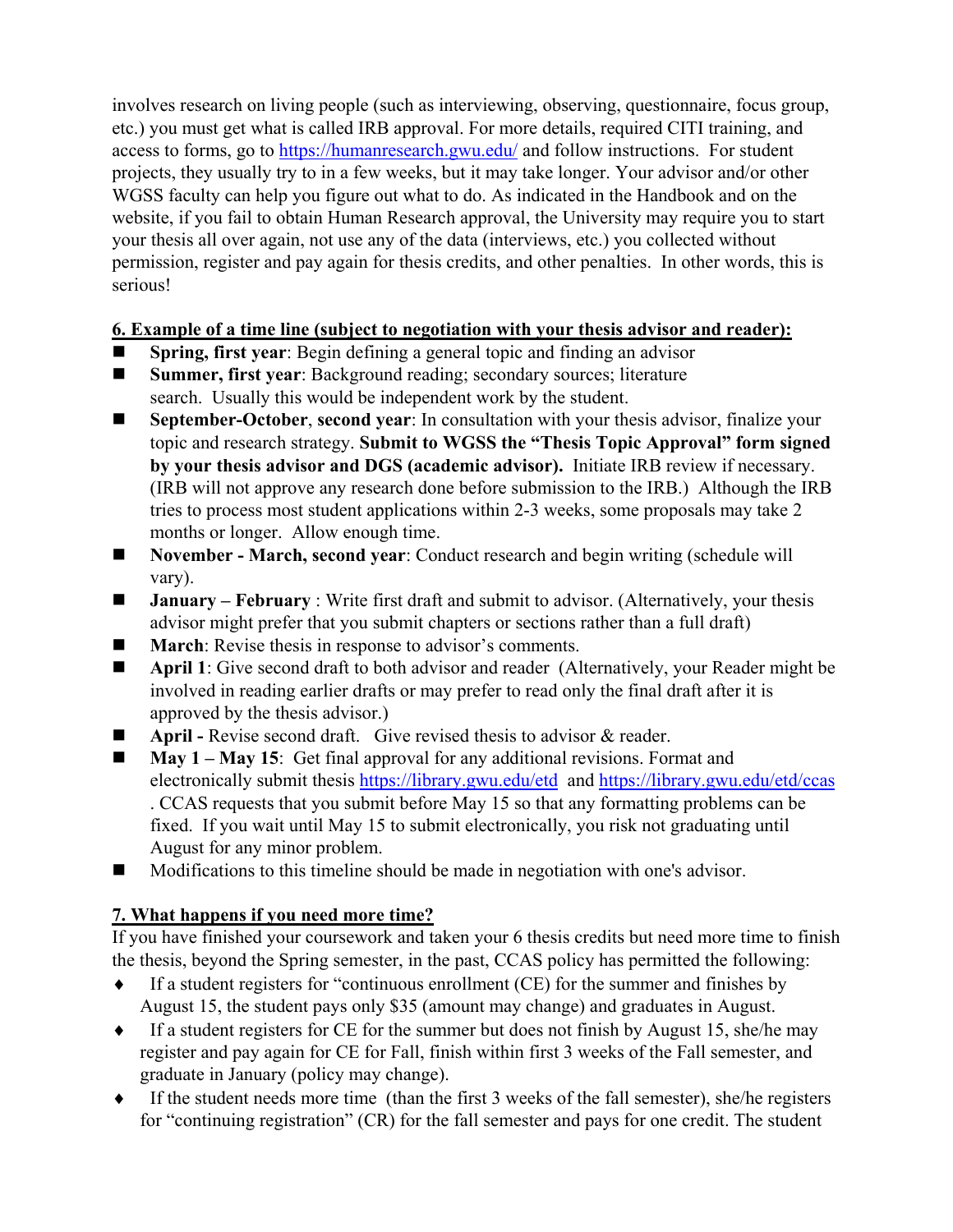involves research on living people (such as interviewing, observing, questionnaire, focus group, etc.) you must get what is called IRB approval. For more details, required CITI training, and access to forms, go to https://humanresearch.gwu.edu/ and follow instructions. For student projects, they usually try to in a few weeks, but it may take longer. Your advisor and/or other WGSS faculty can help you figure out what to do. As indicated in the Handbook and on the website, if you fail to obtain Human Research approval, the University may require you to start your thesis all over again, not use any of the data (interviews, etc.) you collected without permission, register and pay again for thesis credits, and other penalties. In other words, this is serious!

## 6. Example of a time line (subject to negotiation with your thesis advisor and reader):

- **Spring, first year**: Begin defining a general topic and finding an advisor
- **Summer, first year**: Background reading; secondary sources; literature search. Usually this would be independent work by the student.
- **September-October**, **second year**: In consultation with your thesis advisor, finalize your topic and research strategy. **Submit to WGSS the "Thesis Topic Approval" form signed by your thesis advisor and DGS (academic advisor).** Initiate IRB review if necessary. (IRB will not approve any research done before submission to the IRB.) Although the IRB tries to process most student applications within 2-3 weeks, some proposals may take 2 months or longer. Allow enough time.
- **November - March, second year**: Conduct research and begin writing (schedule will vary).
- **January – February** : Write first draft and submit to advisor. (Alternatively, your thesis advisor might prefer that you submit chapters or sections rather than a full draft)
- **March**: Revise thesis in response to advisor's comments.
- **April 1**: Give second draft to both advisor and reader (Alternatively, your Reader might be involved in reading earlier drafts or may prefer to read only the final draft after it is approved by the thesis advisor.)
- **April -** Revise second draft. Give revised thesis to advisor & reader.
- **May 1 – May 15**: Get final approval for any additional revisions. Format and electronically submit thesis https://library.gwu.edu/etd and https://library.gwu.edu/etd/ccas . CCAS requests that you submit before May 15 so that any formatting problems can be fixed. If you wait until May 15 to submit electronically, you risk not graduating until August for any minor problem.
- Modifications to this timeline should be made in negotiation with one's advisor.

## 7. What happens if you need more time?

If you have finished your coursework and taken your 6 thesis credits but need more time to finish the thesis, beyond the Spring semester, in the past, CCAS policy has permitted the following:

- If a student registers for "continuous enrollment (CE) for the summer and finishes by August 15, the student pays only $35 (amount may change) and graduates in August.
- If a student registers for CE for the summer but does not finish by August 15, she/he may register and pay again for CE for Fall, finish within first 3 weeks of the Fall semester, and graduate in January (policy may change).
- If the student needs more time (than the first 3 weeks of the fall semester), she/he registers for "continuing registration" (CR) for the fall semester and pays for one credit. The student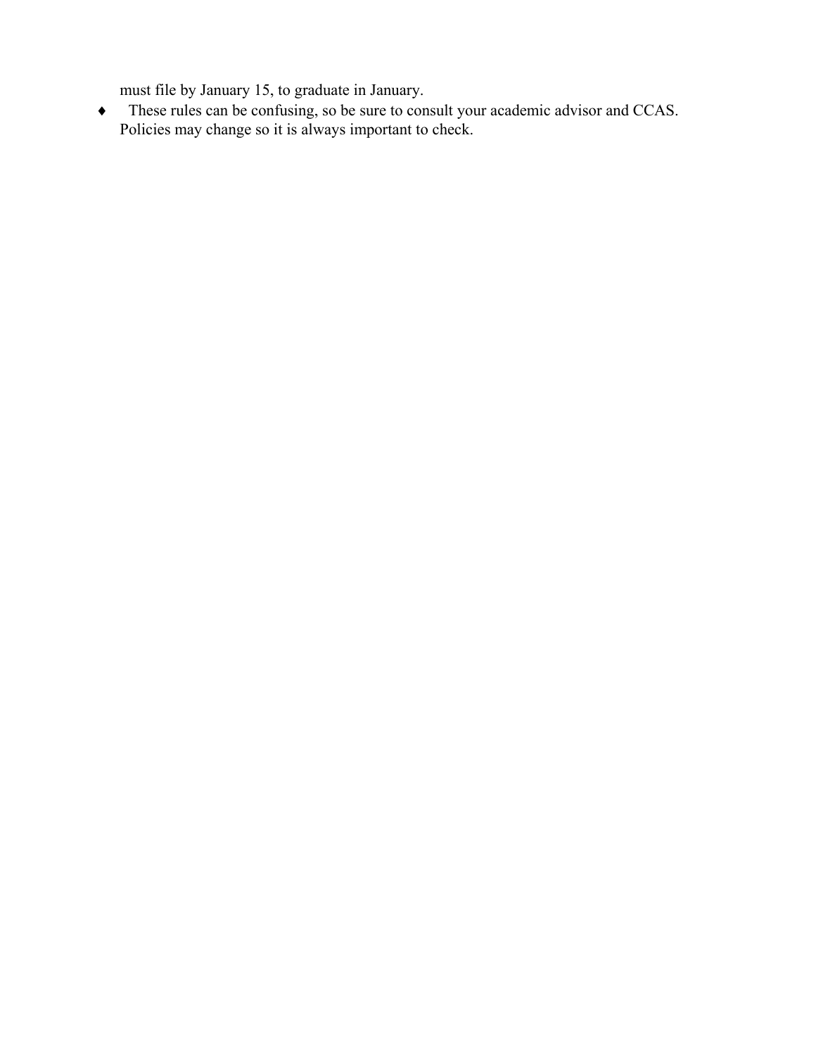must file by January 15, to graduate in January.

- These rules can be confusing, so be sure to consult your academic advisor and CCAS. Policies may change so it is always important to check.